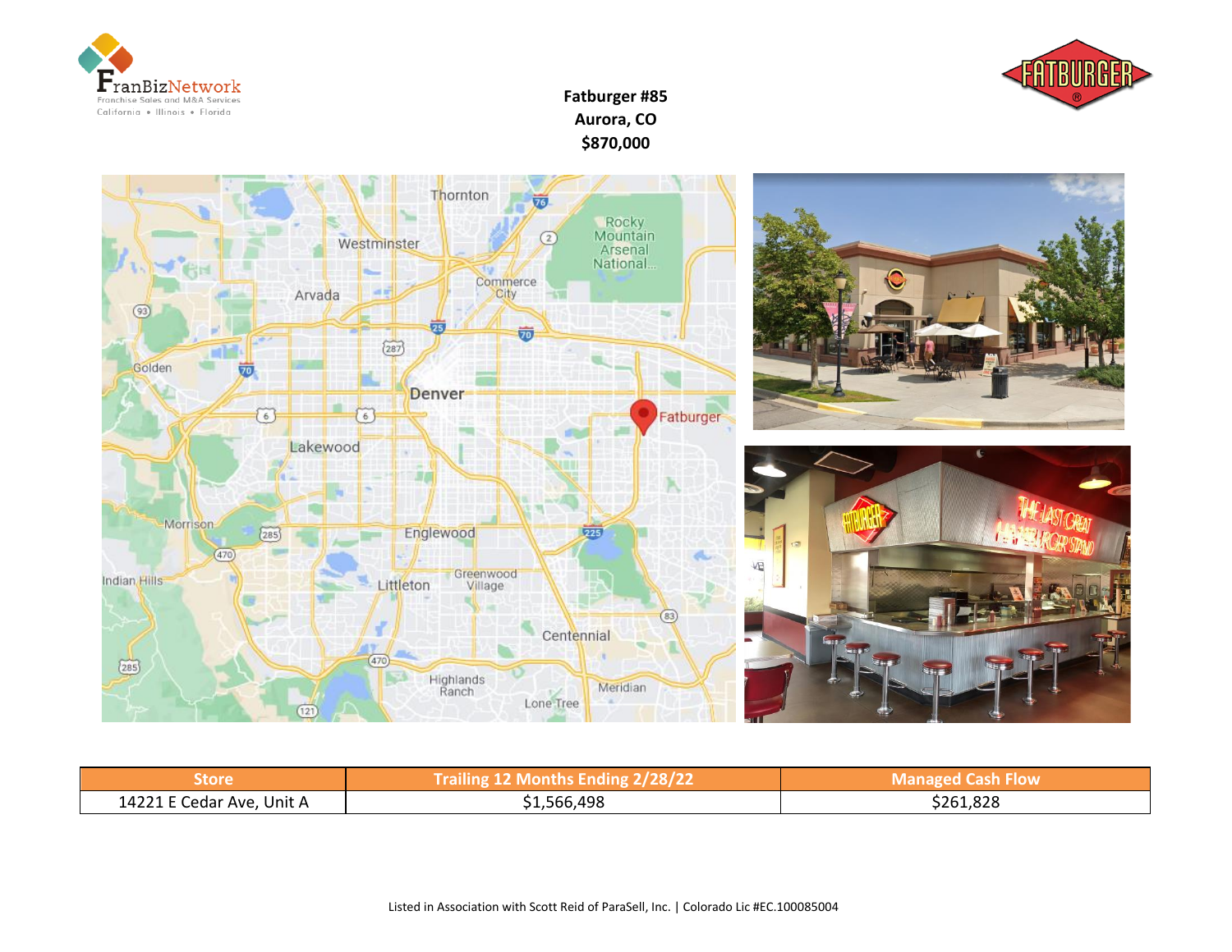# Fatburger #85
## Aurora, CO
## $870,000

| Store | Trailing 12 Months Ending 2/28/22 | Managed Cash Flow |
| --- | --- | --- |
| 14221 E Cedar Ave, Unit A | $1,566,498 | $261,828 |

Listed in Association with Scott Reid of ParaSell, Inc. | Colorado Lic #EC.100085004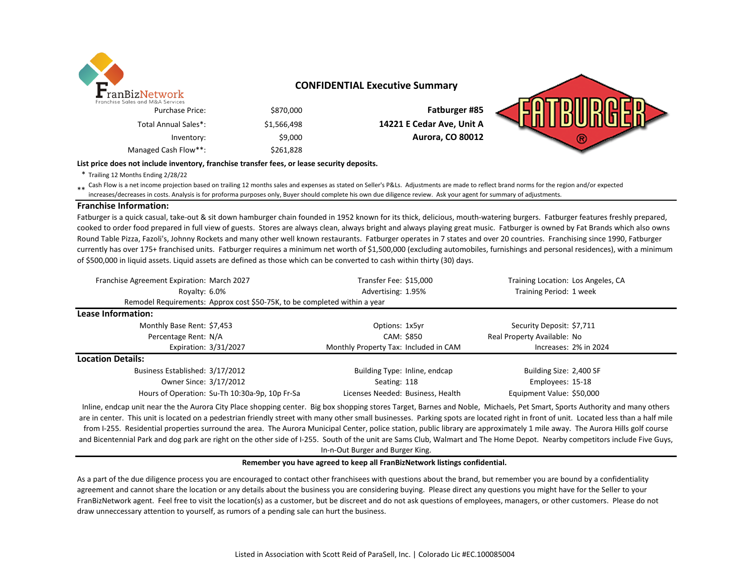FranBizNetwork
Franchise Sales and M&A Services

## CONFIDENTIAL Executive Summary

| | |
|---|---|
| Purchase Price: | $870,000 |
| Total Annual Sales*: | $1,566,498 |
| Inventory: | $9,000 |
| Managed Cash Flow**: | $261,828 |

**Fatburger #85**
**14221 E Cedar Ave, Unit A**
**Aurora, CO 80012**

**List price does not include inventory, franchise transfer fees, or lease security deposits.**

\* Trailing 12 Months Ending 2/28/22

** Cash Flow is a net income projection based on trailing 12 months sales and expenses as stated on Seller's P&Ls. Adjustments are made to reflect brand norms for the region and/or expected increases/decreases in costs. Analysis is for proforma purposes only, Buyer should complete his own due diligence review. Ask your agent for summary of adjustments.

### Franchise Information:

Fatburger is a quick casual, take-out & sit down hamburger chain founded in 1952 known for its thick, delicious, mouth-watering burgers. Fatburger features freshly prepared, cooked to order food prepared in full view of guests. Stores are always clean, always bright and always playing great music. Fatburger is owned by Fat Brands which also owns Round Table Pizza, Fazoli's, Johnny Rockets and many other well known restaurants. Fatburger operates in 7 states and over 20 countries. Franchising since 1990, Fatburger currently has over 175+ franchised units. Fatburger requires a minimum net worth of $1,500,000 (excluding automobiles, furnishings and personal residences), with a minimum of $500,000 in liquid assets. Liquid assets are defined as those which can be converted to cash within thirty (30) days.

| | | | | | |
|---|---|---|---|---|---|
| Franchise Agreement Expiration: | March 2027 | Transfer Fee: | $15,000 | Training Location: | Los Angeles, CA |
| Royalty: | 6.0% | Advertising: | 1.95% | Training Period: | 1 week |
| Remodel Requirements: | Approx cost $50-75K, to be completed within a year | | | | |

### Lease Information:

| | | | | | |
|---|---|---|---|---|---|
| Monthly Base Rent: | $7,453 | Options: | 1x5yr | Security Deposit: | $7,711 |
| Percentage Rent: | N/A | CAM: | $850 | Real Property Available: | No |
| Expiration: | 3/31/2027 | Monthly Property Tax: | Included in CAM | Increases: | 2% in 2024 |

### Location Details:

| | | | | | |
|---|---|---|---|---|---|
| Business Established: | 3/17/2012 | Building Type: | Inline, endcap | Building Size: | 2,400 SF |
| Owner Since: | 3/17/2012 | Seating: | 118 | Employees: | 15-18 |
| Hours of Operation: | Su-Th 10:30a-9p, 10p Fr-Sa | Licenses Needed: | Business, Health | Equipment Value: | $50,000 |

Inline, endcap unit near the the Aurora City Place shopping center. Big box shopping stores Target, Barnes and Noble, Michaels, Pet Smart, Sports Authority and many others are in center. This unit is located on a pedestrian friendly street with many other small businesses. Parking spots are located right in front of unit. Located less than a half mile from I-255. Residential properties surround the area. The Aurora Municipal Center, police station, public library are approximately 1 mile away. The Aurora Hills golf course and Bicentennial Park and dog park are right on the other side of I-255. South of the unit are Sams Club, Walmart and The Home Depot. Nearby competitors include Five Guys, In-n-Out Burger and Burger King.

**Remember you have agreed to keep all FranBizNetwork listings confidential.**

As a part of the due diligence process you are encouraged to contact other franchisees with questions about the brand, but remember you are bound by a confidentiality agreement and cannot share the location or any details about the business you are considering buying. Please direct any questions you might have for the Seller to your FranBizNetwork agent. Feel free to visit the location(s) as a customer, but be discreet and do not ask questions of employees, managers, or other customers. Please do not draw unneccessary attention to yourself, as rumors of a pending sale can hurt the business.

Listed in Association with Scott Reid of ParaSell, Inc. | Colorado Lic #EC.100085004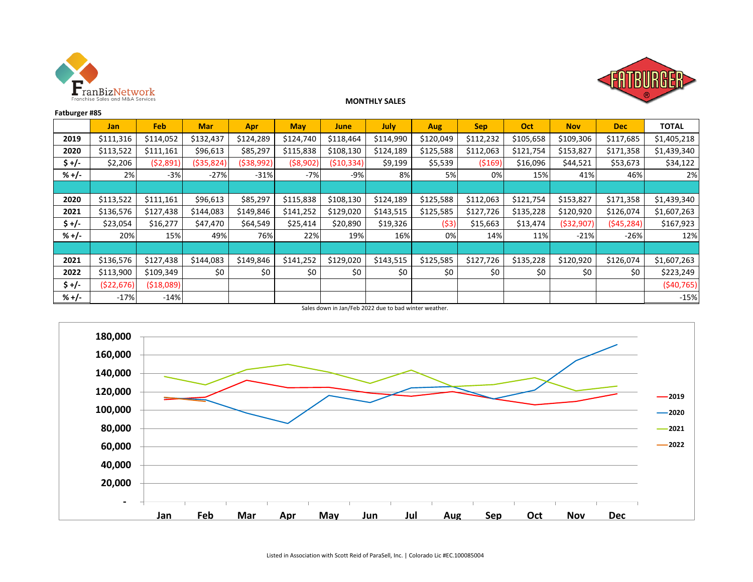FranBizNetwork
Franchise Sales and M&A Services

**MONTHLY SALES**

**Fatburger #85**

| | Jan | Feb | Mar | Apr | May | June | July | Aug | Sep | Oct | Nov | Dec | TOTAL |
|---|---|---|---|---|---|---|---|---|---|---|---|---|---|
| **2019** | $111,316 | $114,052 | $132,437 | $124,289 | $124,740 | $118,464 | $114,990 | $120,049 | $112,232 | $105,658 | $109,306 | $117,685 | $1,405,218 |
| **2020** | $113,522 | $111,161 | $96,613 | $85,297 | $115,838 | $108,130 | $124,189 | $125,588 | $112,063 | $121,754 | $153,827 | $171,358 | $1,439,340 |
| **$ +/-** | $2,206 | ($2,891) | ($35,824) | ($38,992) | ($8,902) | ($10,334) | $9,199 | $5,539 | ($169) | $16,096 | $44,521 | $53,673 | $34,122 |
| **% +/-** | 2% | -3% | -27% | -31% | -7% | -9% | 8% | 5% | 0% | 15% | 41% | 46% | 2% |
| | | | | | | | | | | | | | |
| **2020** | $113,522 | $111,161 | $96,613 | $85,297 | $115,838 | $108,130 | $124,189 | $125,588 | $112,063 | $121,754 | $153,827 | $171,358 | $1,439,340 |
| **2021** | $136,576 | $127,438 | $144,083 | $149,846 | $141,252 | $129,020 | $143,515 | $125,585 | $127,726 | $135,228 | $120,920 | $126,074 | $1,607,263 |
| **$ +/-** | $23,054 | $16,277 | $47,470 | $64,549 | $25,414 | $20,890 | $19,326 | ($3) | $15,663 | $13,474 | ($32,907) | ($45,284) | $167,923 |
| **% +/-** | 20% | 15% | 49% | 76% | 22% | 19% | 16% | 0% | 14% | 11% | -21% | -26% | 12% |
| | | | | | | | | | | | | | |
| **2021** | $136,576 | $127,438 | $144,083 | $149,846 | $141,252 | $129,020 | $143,515 | $125,585 | $127,726 | $135,228 | $120,920 | $126,074 | $1,607,263 |
| **2022** | $113,900 | $109,349 | $0 | $0 | $0 | $0 | $0 | $0 | $0 | $0 | $0 | $0 | $223,249 |
| **$ +/-** | ($22,676) | ($18,089) | | | | | | | | | | | ($40,765) |
| **% +/-** | -17% | -14% | | | | | | | | | | | -15% |

Sales down in Jan/Feb 2022 due to bad winter weather.

Listed in Association with Scott Reid of ParaSell, Inc. | Colorado Lic #EC.100085004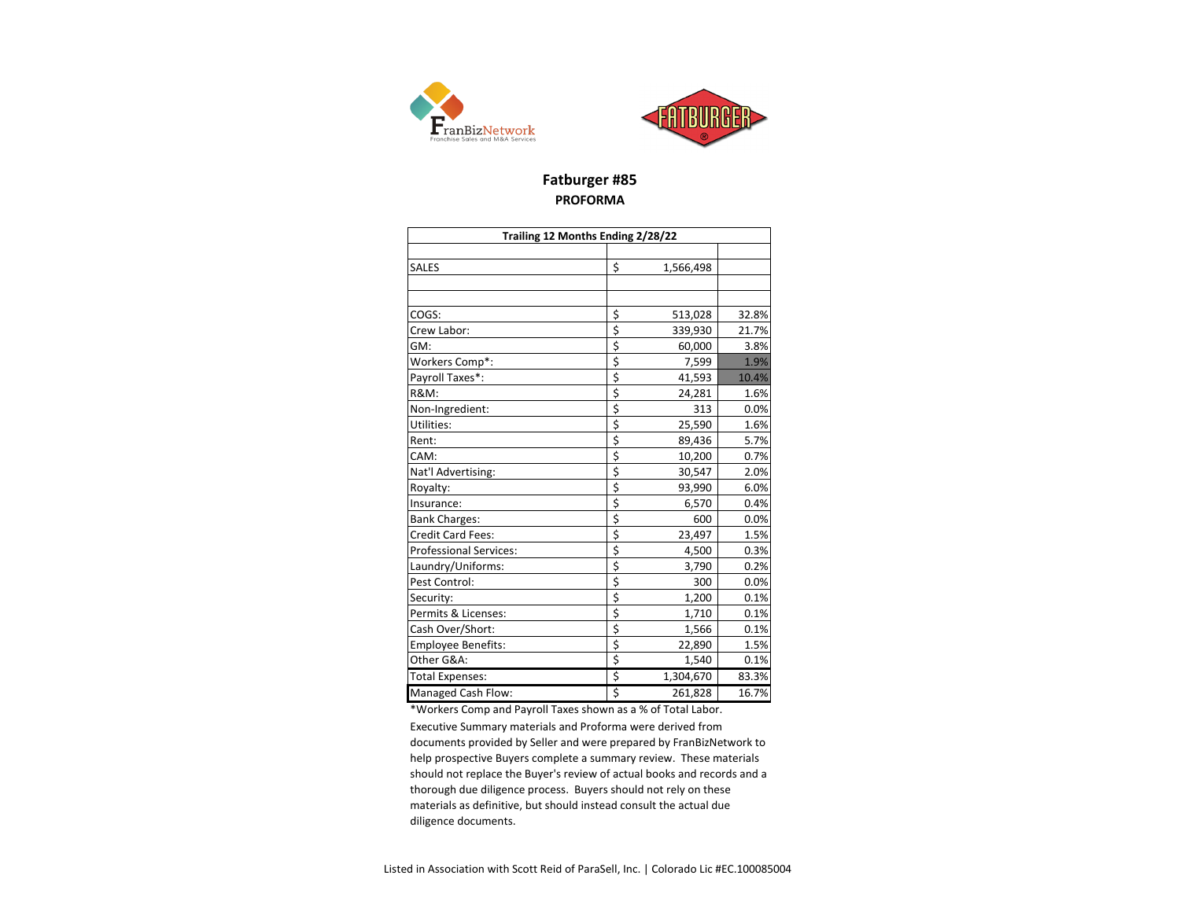FranBizNetwork
Franchise Sales and M&A Services

FATBURGER

# Fatburger #85

## PROFORMA

| Trailing 12 Months Ending 2/28/22 | | | |
|---|---|---|---|
| SALES | $ | 1,566,498 | |
| | | | |
| COGS: | $ | 513,028 | 32.8% |
| Crew Labor: | $ | 339,930 | 21.7% |
| GM: | $ | 60,000 | 3.8% |
| Workers Comp*: | $ | 7,599 | 1.9% |
| Payroll Taxes*: | $ | 41,593 | 10.4% |
| R&M: | $ | 24,281 | 1.6% |
| Non-Ingredient: | $ | 313 | 0.0% |
| Utilities: | $ | 25,590 | 1.6% |
| Rent: | $ | 89,436 | 5.7% |
| CAM: | $ | 10,200 | 0.7% |
| Nat'l Advertising: | $ | 30,547 | 2.0% |
| Royalty: | $ | 93,990 | 6.0% |
| Insurance: | $ | 6,570 | 0.4% |
| Bank Charges: | $ | 600 | 0.0% |
| Credit Card Fees: | $ | 23,497 | 1.5% |
| Professional Services: | $ | 4,500 | 0.3% |
| Laundry/Uniforms: | $ | 3,790 | 0.2% |
| Pest Control: | $ | 300 | 0.0% |
| Security: | $ | 1,200 | 0.1% |
| Permits & Licenses: | $ | 1,710 | 0.1% |
| Cash Over/Short: | $ | 1,566 | 0.1% |
| Employee Benefits: | $ | 22,890 | 1.5% |
| Other G&A: | $ | 1,540 | 0.1% |
| Total Expenses: | $ | 1,304,670 | 83.3% |
| Managed Cash Flow: | $ | 261,828 | 16.7% |

*Workers Comp and Payroll Taxes shown as a % of Total Labor.

Executive Summary materials and Proforma were derived from documents provided by Seller and were prepared by FranBizNetwork to help prospective Buyers complete a summary review. These materials should not replace the Buyer's review of actual books and records and a thorough due diligence process. Buyers should not rely on these materials as definitive, but should instead consult the actual due diligence documents.

Listed in Association with Scott Reid of ParaSell, Inc. | Colorado Lic #EC.100085004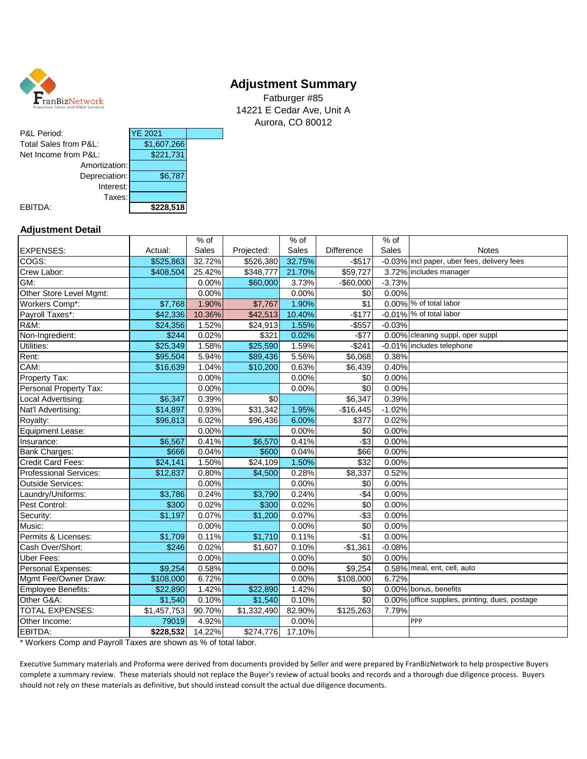FranBizNetwork
Franchise Sales and M&A Services

# Adjustment Summary

Fatburger #85
14221 E Cedar Ave, Unit A
Aurora, CO 80012

| | |
|---|---|
| P&L Period: | YE 2021 |
| Total Sales from P&L: | $1,607,266 |
| Net Income from P&L: | $221,731 |
| Amortization: | |
| Depreciation: | $6,787 |
| Interest: | |
| Taxes: | |
| EBITDA: | **$228,518** |

## Adjustment Detail

| EXPENSES: | Actual: | % of Sales | Projected: | % of Sales | Difference | % of Sales | Notes |
|---|---|---|---|---|---|---|---|
| COGS: | $525,863 | 32.72% | $526,380 | 32.75% | -$517 | -0.03% | incl paper, uber fees, delivery fees |
| Crew Labor: | $408,504 | 25.42% | $348,777 | 21.70% | $59,727 | 3.72% | includes manager |
| GM: | | 0.00% | $60,000 | 3.73% | -$60,000 | -3.73% | |
| Other Store Level Mgmt: | | 0.00% | | 0.00% | $0 | 0.00% | |
| Workers Comp*: | $7,768 | 1.90% | $7,767 | 1.90% | $1 | 0.00% | % of total labor |
| Payroll Taxes*: | $42,336 | 10.36% | $42,513 | 10.40% | -$177 | -0.01% | % of total labor |
| R&M: | $24,356 | 1.52% | $24,913 | 1.55% | -$557 | -0.03% | |
| Non-Ingredient: | $244 | 0.02% | $321 | 0.02% | -$77 | 0.00% | cleaning suppl, oper suppl |
| Utilities: | $25,349 | 1.58% | $25,590 | 1.59% | -$241 | -0.01% | includes telephone |
| Rent: | $95,504 | 5.94% | $89,436 | 5.56% | $6,068 | 0.38% | |
| CAM: | $16,639 | 1.04% | $10,200 | 0.63% | $6,439 | 0.40% | |
| Property Tax: | | 0.00% | | 0.00% | $0 | 0.00% | |
| Personal Property Tax: | | 0.00% | | 0.00% | $0 | 0.00% | |
| Local Advertising: | $6,347 | 0.39% | $0 | | $6,347 | 0.39% | |
| Nat'l Advertising: | $14,897 | 0.93% | $31,342 | 1.95% | -$16,445 | -1.02% | |
| Royalty: | $96,813 | 6.02% | $96,436 | 6.00% | $377 | 0.02% | |
| Equipment Lease: | | 0.00% | | 0.00% | $0 | 0.00% | |
| Insurance: | $6,567 | 0.41% | $6,570 | 0.41% | -$3 | 0.00% | |
| Bank Charges: | $666 | 0.04% | $600 | 0.04% | $66 | 0.00% | |
| Credit Card Fees: | $24,141 | 1.50% | $24,109 | 1.50% | $32 | 0.00% | |
| Professional Services: | $12,837 | 0.80% | $4,500 | 0.28% | $8,337 | 0.52% | |
| Outside Services: | | 0.00% | | 0.00% | $0 | 0.00% | |
| Laundry/Uniforms: | $3,786 | 0.24% | $3,790 | 0.24% | -$4 | 0.00% | |
| Pest Control: | $300 | 0.02% | $300 | 0.02% | $0 | 0.00% | |
| Security: | $1,197 | 0.07% | $1,200 | 0.07% | -$3 | 0.00% | |
| Music: | | 0.00% | | 0.00% | $0 | 0.00% | |
| Permits & Licenses: | $1,709 | 0.11% | $1,710 | 0.11% | -$1 | 0.00% | |
| Cash Over/Short: | $246 | 0.02% | $1,607 | 0.10% | -$1,361 | -0.08% | |
| Uber Fees: | | 0.00% | | 0.00% | $0 | 0.00% | |
| Personal Expenses: | $9,254 | 0.58% | | 0.00% | $9,254 | 0.58% | meal, ent, cell, auto |
| Mgmt Fee/Owner Draw: | $108,000 | 6.72% | | 0.00% | $108,000 | 6.72% | |
| Employee Benefits: | $22,890 | 1.42% | $22,890 | 1.42% | $0 | 0.00% | bonus, benefits |
| Other G&A: | $1,540 | 0.10% | $1,540 | 0.10% | $0 | 0.00% | office supplies, printing, dues, postage |
| TOTAL EXPENSES: | $1,457,753 | 90.70% | $1,332,490 | 82.90% | $125,263 | 7.79% | |
| Other Income: | 79019 | 4.92% | | 0.00% | | | PPP |
| EBITDA: | **$228,532** | 14.22% | $274,776 | 17.10% | | | |

* Workers Comp and Payroll Taxes are shown as % of total labor.

Executive Summary materials and Proforma were derived from documents provided by Seller and were prepared by FranBizNetwork to help prospective Buyers complete a summary review. These materials should not replace the Buyer's review of actual books and records and a thorough due diligence process. Buyers should not rely on these materials as definitive, but should instead consult the actual due diligence documents.